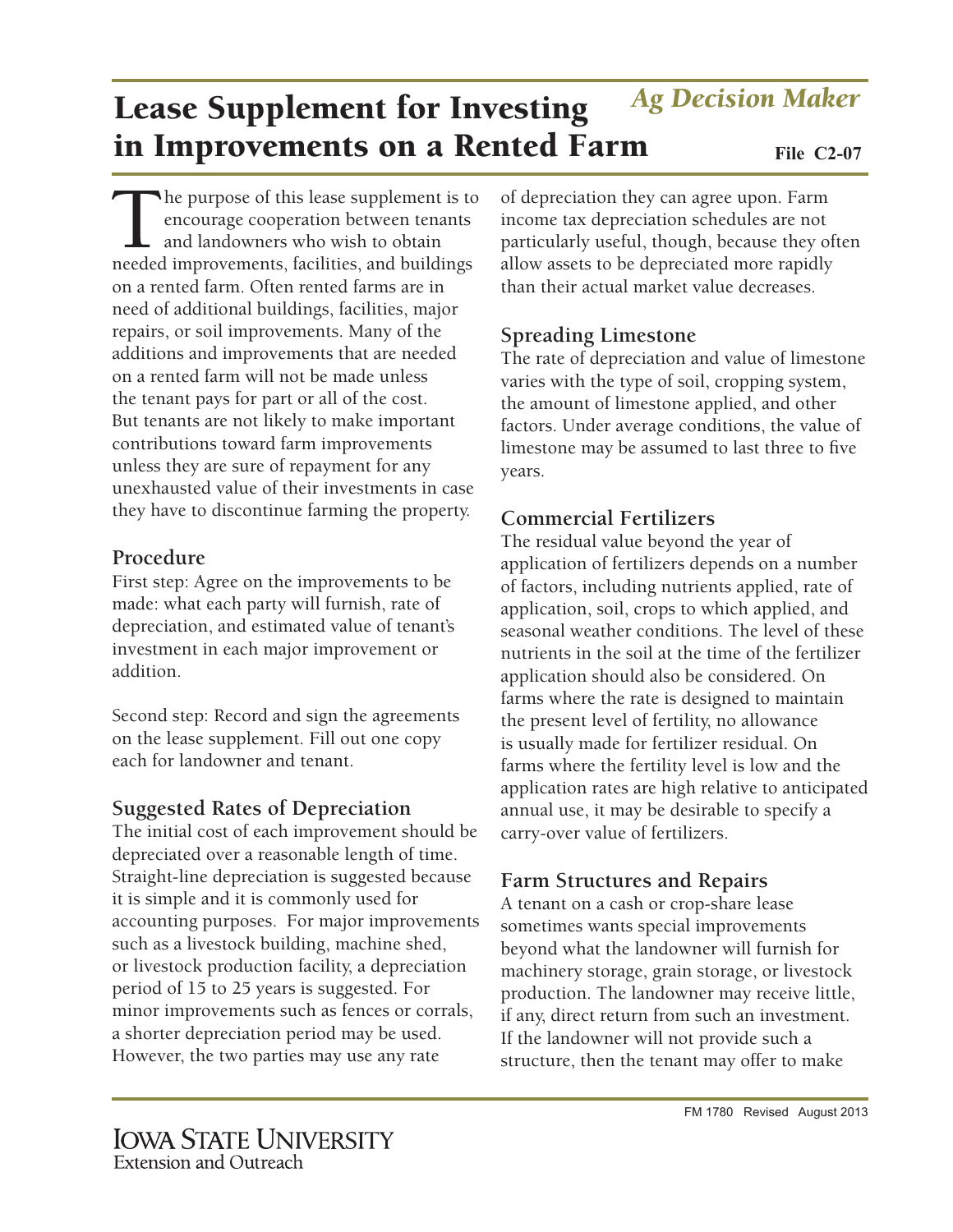# Lease Supplement for Investing in Improvements on a Rented Farm

*Ag Decision Maker*

**File C2-07**

The purpose of this lease supplement is to encourage cooperation between tenants and landowners who wish to obtain needed improvements, facilities, and buildings on a rented farm. Often rented farms are in need of additional buildings, facilities, major repairs, or soil improvements. Many of the additions and improvements that are needed on a rented farm will not be made unless the tenant pays for part or all of the cost. But tenants are not likely to make important contributions toward farm improvements unless they are sure of repayment for any unexhausted value of their investments in case they have to discontinue farming the property.

## Procedure

First step: Agree on the improvements to be made: what each party will furnish, rate of depreciation, and estimated value of tenant's investment in each major improvement or addition.

Second step: Record and sign the agreements on the lease supplement. Fill out one copy each for landowner and tenant.

## Suggested Rates of Depreciation

The initial cost of each improvement should be depreciated over a reasonable length of time. Straight-line depreciation is suggested because it is simple and it is commonly used for accounting purposes. For major improvements such as a livestock building, machine shed, or livestock production facility, a depreciation period of 15 to 25 years is suggested. For minor improvements such as fences or corrals, a shorter depreciation period may be used. However, the two parties may use any rate of depreciation they can agree upon. Farm income tax depreciation schedules are not particularly useful, though, because they often allow assets to be depreciated more rapidly than their actual market value decreases.

## Spreading Limestone

The rate of depreciation and value of limestone varies with the type of soil, cropping system, the amount of limestone applied, and other factors. Under average conditions, the value of limestone may be assumed to last three to five years.

## Commercial Fertilizers

The residual value beyond the year of application of fertilizers depends on a number of factors, including nutrients applied, rate of application, soil, crops to which applied, and seasonal weather conditions. The level of these nutrients in the soil at the time of the fertilizer application should also be considered. On farms where the rate is designed to maintain the present level of fertility, no allowance is usually made for fertilizer residual. On farms where the fertility level is low and the application rates are high relative to anticipated annual use, it may be desirable to specify a carry-over value of fertilizers.

## Farm Structures and Repairs

A tenant on a cash or crop-share lease sometimes wants special improvements beyond what the landowner will furnish for machinery storage, grain storage, or livestock production. The landowner may receive little, if any, direct return from such an investment. If the landowner will not provide such a structure, then the tenant may offer to make

FM 1780 Revised August 2013

Iowa State University Extension and Outreach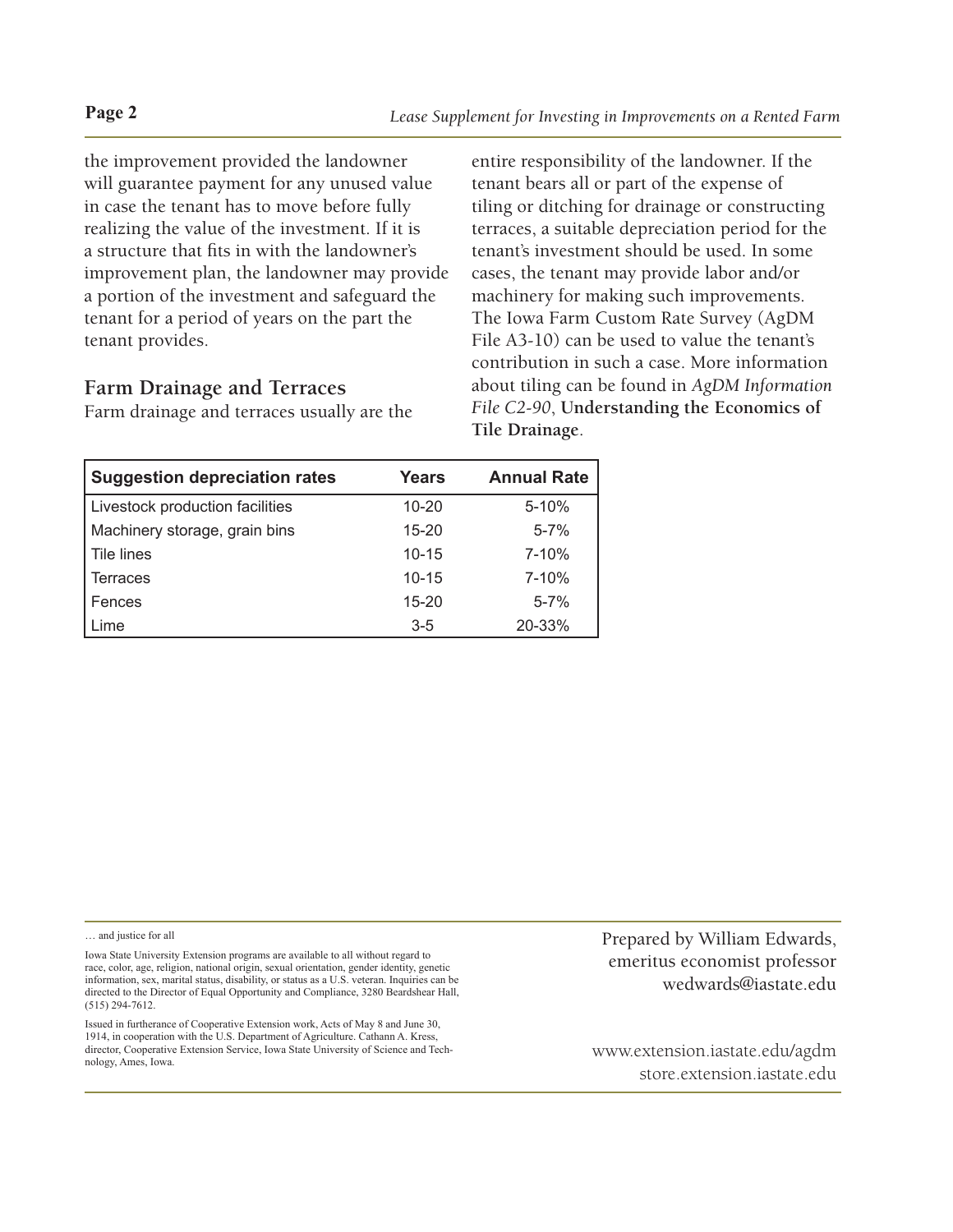the improvement provided the landowner will guarantee payment for any unused value in case the tenant has to move before fully realizing the value of the investment. If it is a structure that fits in with the landowner's improvement plan, the landowner may provide a portion of the investment and safeguard the tenant for a period of years on the part the tenant provides.

## Farm Drainage and Terraces

Farm drainage and terraces usually are the entire responsibility of the landowner. If the tenant bears all or part of the expense of tiling or ditching for drainage or constructing terraces, a suitable depreciation period for the tenant's investment should be used. In some cases, the tenant may provide labor and/or machinery for making such improvements. The Iowa Farm Custom Rate Survey (AgDM File A3-10) can be used to value the tenant's contribution in such a case. More information about tiling can be found in *AgDM Information File C2-90*, **Understanding the Economics of Tile Drainage**.

| Suggestion depreciation rates | Years | Annual Rate |
|---|---|---|
| Livestock production facilities | 10-20 | 5-10% |
| Machinery storage, grain bins | 15-20 | 5-7% |
| Tile lines | 10-15 | 7-10% |
| Terraces | 10-15 | 7-10% |
| Fences | 15-20 | 5-7% |
| Lime | 3-5 | 20-33% |

… and justice for all

Iowa State University Extension programs are available to all without regard to race, color, age, religion, national origin, sexual orientation, gender identity, genetic information, sex, marital status, disability, or status as a U.S. veteran. Inquiries can be directed to the Director of Equal Opportunity and Compliance, 3280 Beardshear Hall, (515) 294-7612.

Issued in furtherance of Cooperative Extension work, Acts of May 8 and June 30, 1914, in cooperation with the U.S. Department of Agriculture. Cathann A. Kress, director, Cooperative Extension Service, Iowa State University of Science and Technology, Ames, Iowa.

Prepared by William Edwards,
emeritus economist professor
wedwards@iastate.edu

www.extension.iastate.edu/agdm
store.extension.iastate.edu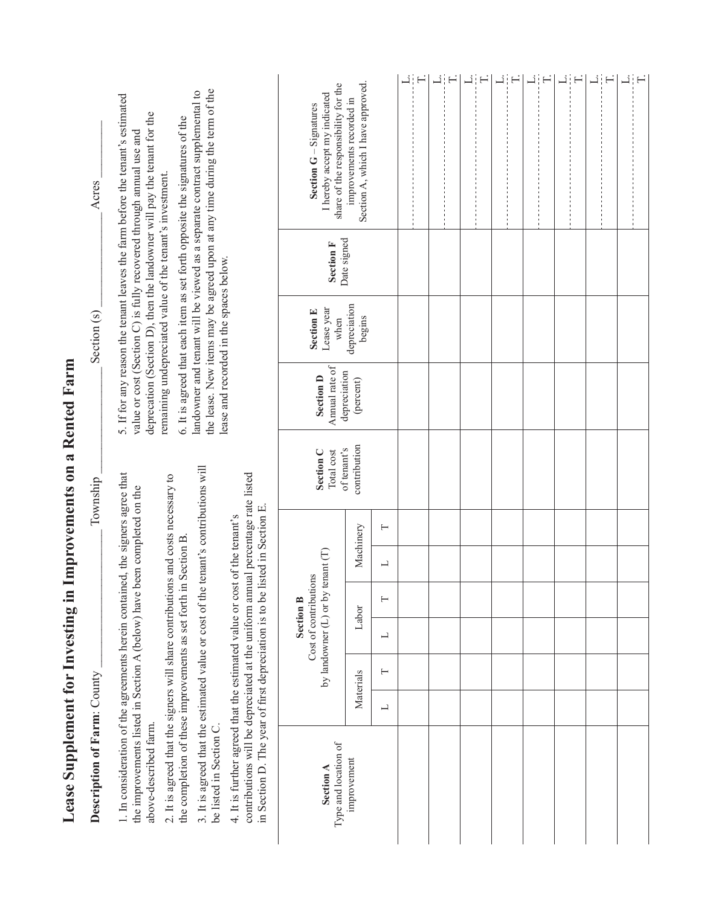# Lease Supplement for Investing in Improvements on a Rented Farm

**Description of Farm**: County ______________ Township ______________ Section (s) ______________ Acres ______________

1. In consideration of the agreements herein contained, the signers agree that the improvements listed in Section A (below) have been completed on the above-described farm.

2. It is agreed that the signers will share contributions and costs necessary to the completion of these improvements as set forth in Section B.

3. It is agreed that the estimated value or cost of the tenant's contributions will be listed in Section C.

4. It is further agreed that the estimated value or cost of the tenant's contributions will be depreciated at the uniform annual percentage rate listed in Section D. The year of first depreciation is to be listed in Section E.

5. If for any reason the tenant leaves the farm before the tenant's estimated value or cost (Section C) is fully recovered through annual use and deprecation (Section D), then the landowner will pay the tenant for the remaining undepreciated value of the tenant's investment.

6. It is agreed that each item as set forth opposite the signatures of the landowner and tenant will be viewed as a separate contract supplemental to the lease. New items may be agreed upon at any time during the term of the lease and recorded in the spaces below.

| **Section A** Type and location of improvement | **Section B** Cost of contributions by landowner (L) or by tenant (T) | | | | | | **Section C** Total cost of tenant's contribution | **Section D** Annual rate of depreciation (percent) | **Section E** Lease year when depreciation begins | **Section F** Date signed | **Section G** – Signatures I hereby accept my indicated share of the responsibility for the improvements recorded in Section A, which I have approved. |
|---|---|---|---|---|---|---|---|---|---|---|---|
| | Materials | | Labor | | Machinery | | | | | | |
| | L | T | L | T | L | T | | | | | |
| | | | | | | | | | | | L. |
| | | | | | | | | | | | T. |
| | | | | | | | | | | | L. |
| | | | | | | | | | | | T. |
| | | | | | | | | | | | L. |
| | | | | | | | | | | | T. |
| | | | | | | | | | | | L. |
| | | | | | | | | | | | T. |
| | | | | | | | | | | | L. |
| | | | | | | | | | | | T. |
| | | | | | | | | | | | L. |
| | | | | | | | | | | | T. |
| | | | | | | | | | | | L. |
| | | | | | | | | | | | T. |
| | | | | | | | | | | | L. |
| | | | | | | | | | | | T. |